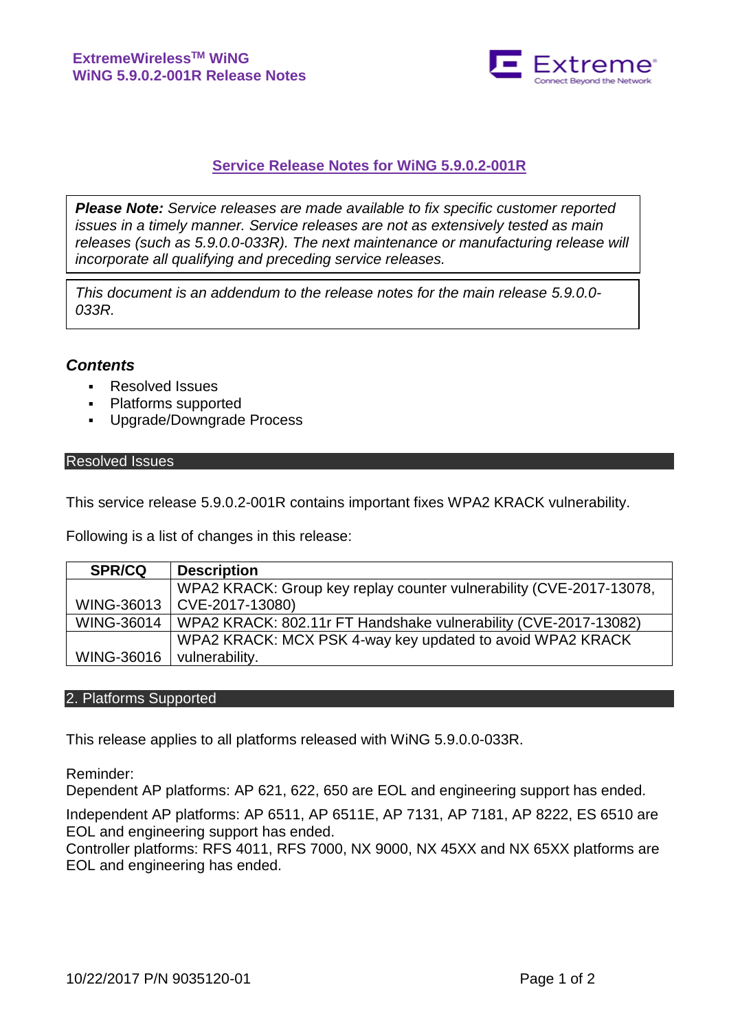**ExtremeWireless™ WiNG**
**WiNG 5.9.0.2-001R Release Notes**

# Service Release Notes for WiNG 5.9.0.2-001R

> ***Please Note:*** *Service releases are made available to fix specific customer reported issues in a timely manner. Service releases are not as extensively tested as main releases (such as 5.9.0.0-033R). The next maintenance or manufacturing release will incorporate all qualifying and preceding service releases.*

> *This document is an addendum to the release notes for the main release 5.9.0.0-033R.*

### *Contents*

- Resolved Issues
- Platforms supported
- Upgrade/Downgrade Process

## Resolved Issues

This service release 5.9.0.2-001R contains important fixes WPA2 KRACK vulnerability.

Following is a list of changes in this release:

| SPR/CQ | Description |
|---|---|
| WING-36013 | WPA2 KRACK: Group key replay counter vulnerability (CVE-2017-13078, CVE-2017-13080) |
| WING-36014 | WPA2 KRACK: 802.11r FT Handshake vulnerability (CVE-2017-13082) |
| WING-36016 | WPA2 KRACK: MCX PSK 4-way key updated to avoid WPA2 KRACK vulnerability. |

## 2. Platforms Supported

This release applies to all platforms released with WiNG 5.9.0.0-033R.

Reminder:
Dependent AP platforms: AP 621, 622, 650 are EOL and engineering support has ended.

Independent AP platforms: AP 6511, AP 6511E, AP 7131, AP 7181, AP 8222, ES 6510 are EOL and engineering support has ended.
Controller platforms: RFS 4011, RFS 7000, NX 9000, NX 45XX and NX 65XX platforms are EOL and engineering has ended.

10/22/2017 P/N 9035120-01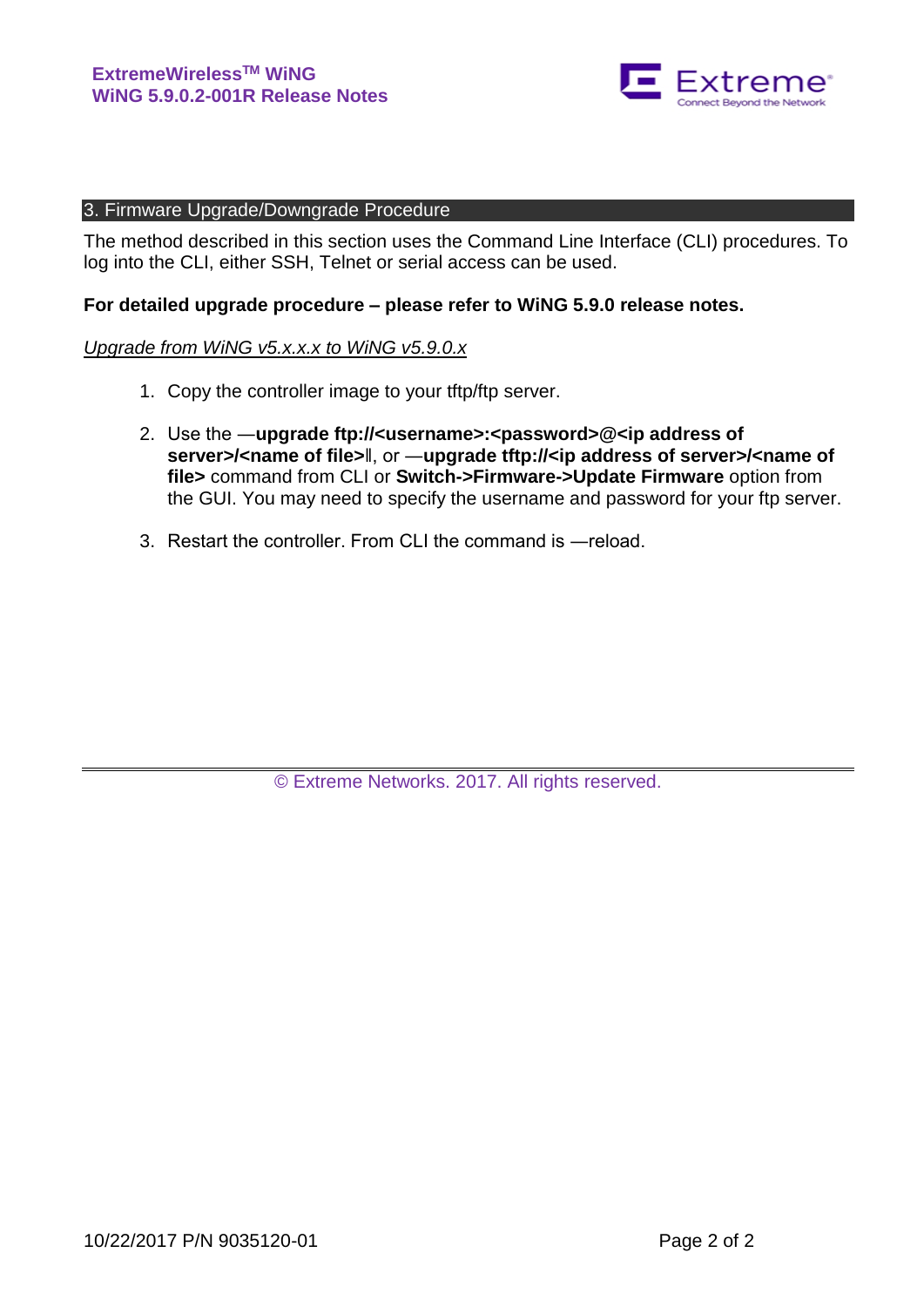## 3. Firmware Upgrade/Downgrade Procedure

The method described in this section uses the Command Line Interface (CLI) procedures. To log into the CLI, either SSH, Telnet or serial access can be used.

**For detailed upgrade procedure – please refer to WiNG 5.9.0 release notes.**

*Upgrade from WiNG v5.x.x.x to WiNG v5.9.0.x*

1. Copy the controller image to your tftp/ftp server.
2. Use the ―**upgrade ftp://<username>:<password>@<ip address of server>/<name of file>**‖, or ―**upgrade tftp://<ip address of server>/<name of file>** command from CLI or **Switch->Firmware->Update Firmware** option from the GUI. You may need to specify the username and password for your ftp server.
3. Restart the controller. From CLI the command is ―reload.

© Extreme Networks. 2017. All rights reserved.

10/22/2017 P/N 9035120-01